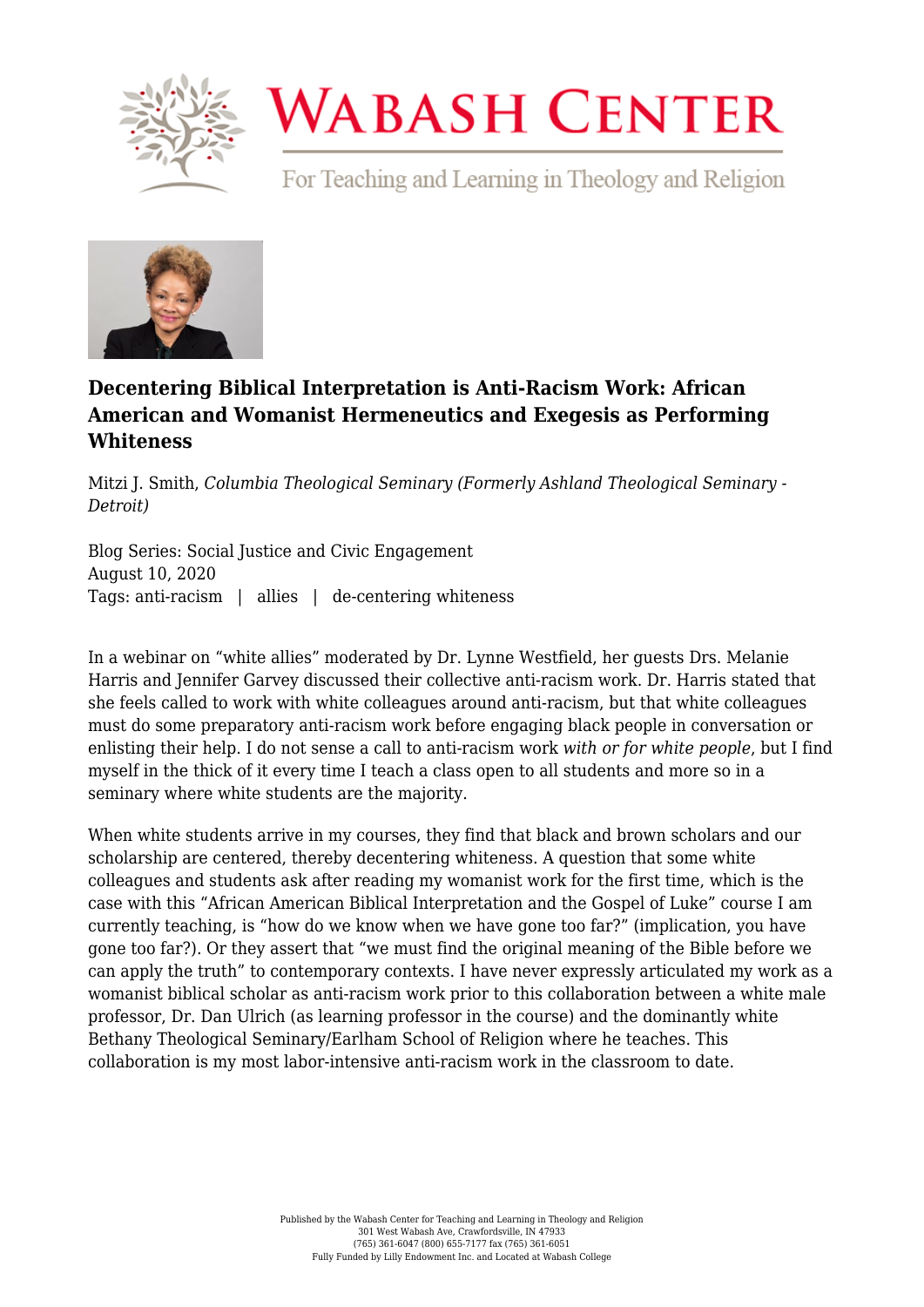# Decentering Biblical Interpretation is Anti-Racism Work: African American and Womanist Hermeneutics and Exegesis as Performing Whiteness

Mitzi J. Smith, *Columbia Theological Seminary (Formerly Ashland Theological Seminary - Detroit)*

Blog Series: Social Justice and Civic Engagement
August 10, 2020
Tags: anti-racism | allies | de-centering whiteness

In a webinar on "white allies" moderated by Dr. Lynne Westfield, her guests Drs. Melanie Harris and Jennifer Garvey discussed their collective anti-racism work. Dr. Harris stated that she feels called to work with white colleagues around anti-racism, but that white colleagues must do some preparatory anti-racism work before engaging black people in conversation or enlisting their help. I do not sense a call to anti-racism work *with or for white people*, but I find myself in the thick of it every time I teach a class open to all students and more so in a seminary where white students are the majority.

When white students arrive in my courses, they find that black and brown scholars and our scholarship are centered, thereby decentering whiteness. A question that some white colleagues and students ask after reading my womanist work for the first time, which is the case with this "African American Biblical Interpretation and the Gospel of Luke" course I am currently teaching, is "how do we know when we have gone too far?" (implication, you have gone too far?). Or they assert that "we must find the original meaning of the Bible before we can apply the truth" to contemporary contexts. I have never expressly articulated my work as a womanist biblical scholar as anti-racism work prior to this collaboration between a white male professor, Dr. Dan Ulrich (as learning professor in the course) and the dominantly white Bethany Theological Seminary/Earlham School of Religion where he teaches. This collaboration is my most labor-intensive anti-racism work in the classroom to date.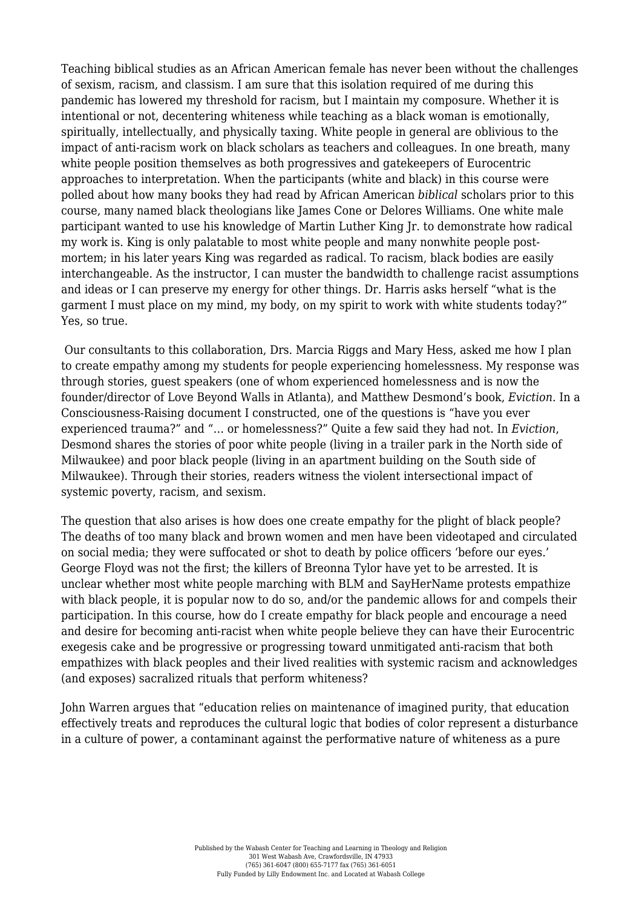Teaching biblical studies as an African American female has never been without the challenges of sexism, racism, and classism. I am sure that this isolation required of me during this pandemic has lowered my threshold for racism, but I maintain my composure. Whether it is intentional or not, decentering whiteness while teaching as a black woman is emotionally, spiritually, intellectually, and physically taxing. White people in general are oblivious to the impact of anti-racism work on black scholars as teachers and colleagues. In one breath, many white people position themselves as both progressives and gatekeepers of Eurocentric approaches to interpretation. When the participants (white and black) in this course were polled about how many books they had read by African American *biblical* scholars prior to this course, many named black theologians like James Cone or Delores Williams. One white male participant wanted to use his knowledge of Martin Luther King Jr. to demonstrate how radical my work is. King is only palatable to most white people and many nonwhite people post-mortem; in his later years King was regarded as radical. To racism, black bodies are easily interchangeable. As the instructor, I can muster the bandwidth to challenge racist assumptions and ideas or I can preserve my energy for other things. Dr. Harris asks herself "what is the garment I must place on my mind, my body, on my spirit to work with white students today?" Yes, so true.

Our consultants to this collaboration, Drs. Marcia Riggs and Mary Hess, asked me how I plan to create empathy among my students for people experiencing homelessness. My response was through stories, guest speakers (one of whom experienced homelessness and is now the founder/director of Love Beyond Walls in Atlanta), and Matthew Desmond's book, *Eviction*. In a Consciousness-Raising document I constructed, one of the questions is "have you ever experienced trauma?" and "… or homelessness?" Quite a few said they had not. In *Eviction*, Desmond shares the stories of poor white people (living in a trailer park in the North side of Milwaukee) and poor black people (living in an apartment building on the South side of Milwaukee). Through their stories, readers witness the violent intersectional impact of systemic poverty, racism, and sexism.

The question that also arises is how does one create empathy for the plight of black people? The deaths of too many black and brown women and men have been videotaped and circulated on social media; they were suffocated or shot to death by police officers 'before our eyes.' George Floyd was not the first; the killers of Breonna Tylor have yet to be arrested. It is unclear whether most white people marching with BLM and SayHerName protests empathize with black people, it is popular now to do so, and/or the pandemic allows for and compels their participation. In this course, how do I create empathy for black people and encourage a need and desire for becoming anti-racist when white people believe they can have their Eurocentric exegesis cake and be progressive or progressing toward unmitigated anti-racism that both empathizes with black peoples and their lived realities with systemic racism and acknowledges (and exposes) sacralized rituals that perform whiteness?

John Warren argues that "education relies on maintenance of imagined purity, that education effectively treats and reproduces the cultural logic that bodies of color represent a disturbance in a culture of power, a contaminant against the performative nature of whiteness as a pure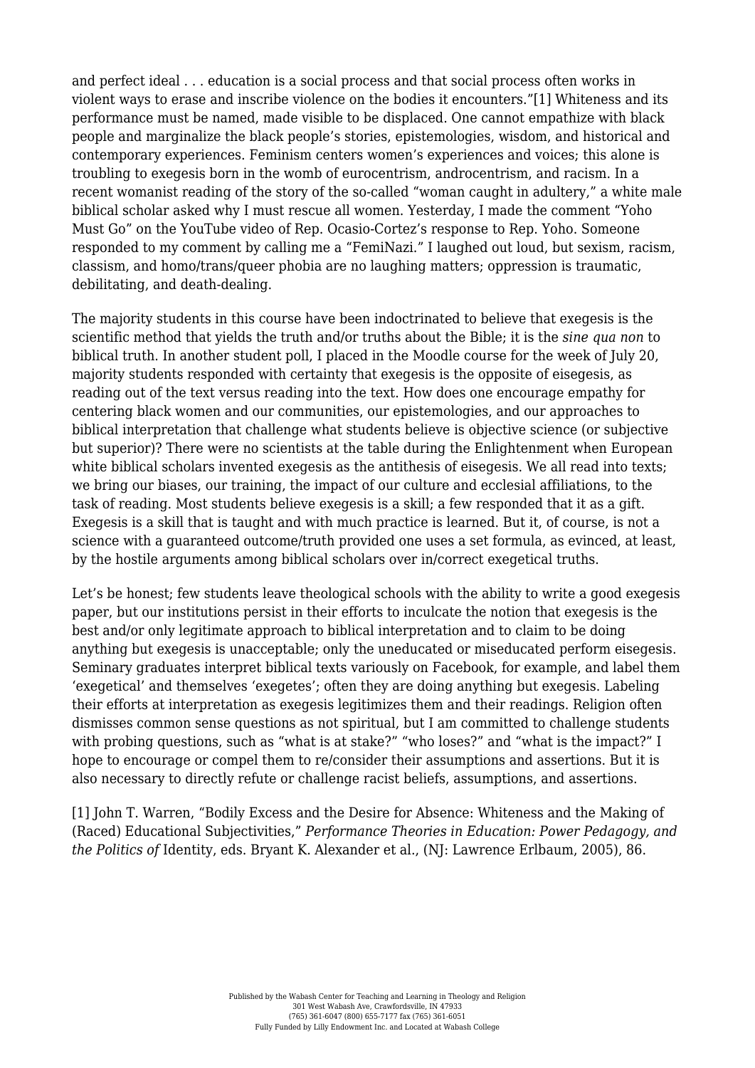and perfect ideal . . . education is a social process and that social process often works in violent ways to erase and inscribe violence on the bodies it encounters."[1] Whiteness and its performance must be named, made visible to be displaced. One cannot empathize with black people and marginalize the black people's stories, epistemologies, wisdom, and historical and contemporary experiences. Feminism centers women's experiences and voices; this alone is troubling to exegesis born in the womb of eurocentrism, androcentrism, and racism. In a recent womanist reading of the story of the so-called "woman caught in adultery," a white male biblical scholar asked why I must rescue all women. Yesterday, I made the comment "Yoho Must Go" on the YouTube video of Rep. Ocasio-Cortez's response to Rep. Yoho. Someone responded to my comment by calling me a "FemiNazi." I laughed out loud, but sexism, racism, classism, and homo/trans/queer phobia are no laughing matters; oppression is traumatic, debilitating, and death-dealing.

The majority students in this course have been indoctrinated to believe that exegesis is the scientific method that yields the truth and/or truths about the Bible; it is the *sine qua non* to biblical truth. In another student poll, I placed in the Moodle course for the week of July 20, majority students responded with certainty that exegesis is the opposite of eisegesis, as reading out of the text versus reading into the text. How does one encourage empathy for centering black women and our communities, our epistemologies, and our approaches to biblical interpretation that challenge what students believe is objective science (or subjective but superior)? There were no scientists at the table during the Enlightenment when European white biblical scholars invented exegesis as the antithesis of eisegesis. We all read into texts; we bring our biases, our training, the impact of our culture and ecclesial affiliations, to the task of reading. Most students believe exegesis is a skill; a few responded that it as a gift. Exegesis is a skill that is taught and with much practice is learned. But it, of course, is not a science with a guaranteed outcome/truth provided one uses a set formula, as evinced, at least, by the hostile arguments among biblical scholars over in/correct exegetical truths.

Let's be honest; few students leave theological schools with the ability to write a good exegesis paper, but our institutions persist in their efforts to inculcate the notion that exegesis is the best and/or only legitimate approach to biblical interpretation and to claim to be doing anything but exegesis is unacceptable; only the uneducated or miseducated perform eisegesis. Seminary graduates interpret biblical texts variously on Facebook, for example, and label them 'exegetical' and themselves 'exegetes'; often they are doing anything but exegesis. Labeling their efforts at interpretation as exegesis legitimizes them and their readings. Religion often dismisses common sense questions as not spiritual, but I am committed to challenge students with probing questions, such as "what is at stake?" "who loses?" and "what is the impact?" I hope to encourage or compel them to re/consider their assumptions and assertions. But it is also necessary to directly refute or challenge racist beliefs, assumptions, and assertions.

[1] John T. Warren, "Bodily Excess and the Desire for Absence: Whiteness and the Making of (Raced) Educational Subjectivities," *Performance Theories in Education: Power Pedagogy, and the Politics of* Identity, eds. Bryant K. Alexander et al., (NJ: Lawrence Erlbaum, 2005), 86.

Published by the Wabash Center for Teaching and Learning in Theology and Religion
301 West Wabash Ave, Crawfordsville, IN 47933
(765) 361-6047 (800) 655-7177 fax (765) 361-6051
Fully Funded by Lilly Endowment Inc. and Located at Wabash College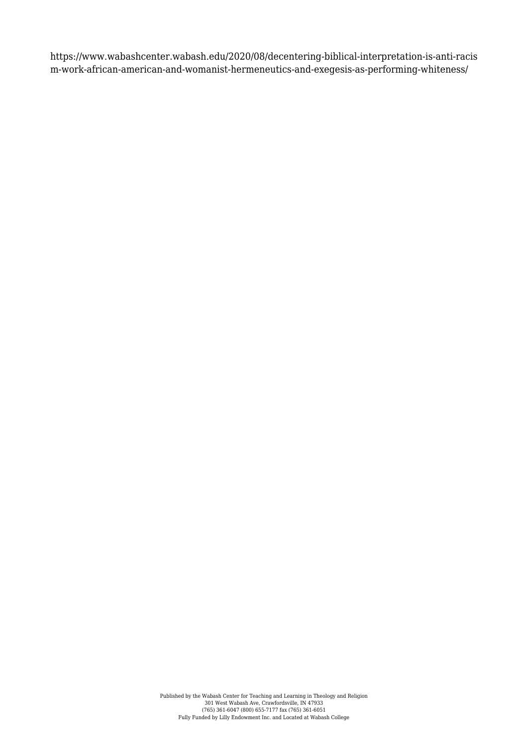https://www.wabashcenter.wabash.edu/2020/08/decentering-biblical-interpretation-is-anti-racism-work-african-american-and-womanist-hermeneutics-and-exegesis-as-performing-whiteness/